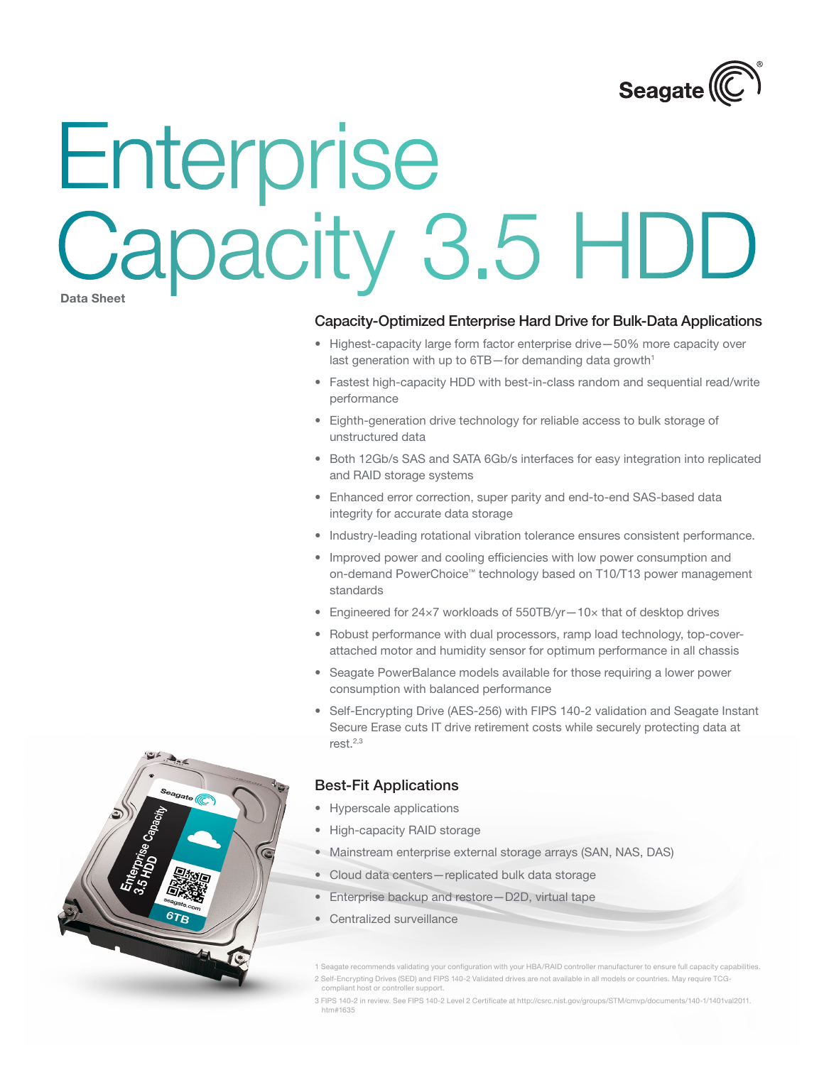# Enterprise Capacity 3.5 HDD

Data Sheet

## Capacity-Optimized Enterprise Hard Drive for Bulk-Data Applications

- Highest-capacity large form factor enterprise drive—50% more capacity over last generation with up to 6TB—for demanding data growth[1]
- Fastest high-capacity HDD with best-in-class random and sequential read/write performance
- Eighth-generation drive technology for reliable access to bulk storage of unstructured data
- Both 12Gb/s SAS and SATA 6Gb/s interfaces for easy integration into replicated and RAID storage systems
- Enhanced error correction, super parity and end-to-end SAS-based data integrity for accurate data storage
- Industry-leading rotational vibration tolerance ensures consistent performance.
- Improved power and cooling efficiencies with low power consumption and on-demand PowerChoice™ technology based on T10/T13 power management standards
- Engineered for 24×7 workloads of 550TB/yr—10× that of desktop drives
- Robust performance with dual processors, ramp load technology, top-cover-attached motor and humidity sensor for optimum performance in all chassis
- Seagate PowerBalance models available for those requiring a lower power consumption with balanced performance
- Self-Encrypting Drive (AES-256) with FIPS 140-2 validation and Seagate Instant Secure Erase cuts IT drive retirement costs while securely protecting data at rest.[2,3]

## Best-Fit Applications

- Hyperscale applications
- High-capacity RAID storage
- Mainstream enterprise external storage arrays (SAN, NAS, DAS)
- Cloud data centers—replicated bulk data storage
- Enterprise backup and restore—D2D, virtual tape
- Centralized surveillance

1 Seagate recommends validating your configuration with your HBA/RAID controller manufacturer to ensure full capacity capabilities.

2 Self-Encrypting Drives (SED) and FIPS 140-2 Validated drives are not available in all models or countries. May require TCG-compliant host or controller support.

3 FIPS 140-2 in review. See FIPS 140-2 Level 2 Certificate at http://csrc.nist.gov/groups/STM/cmvp/documents/140-1/1401val2011.htm#1635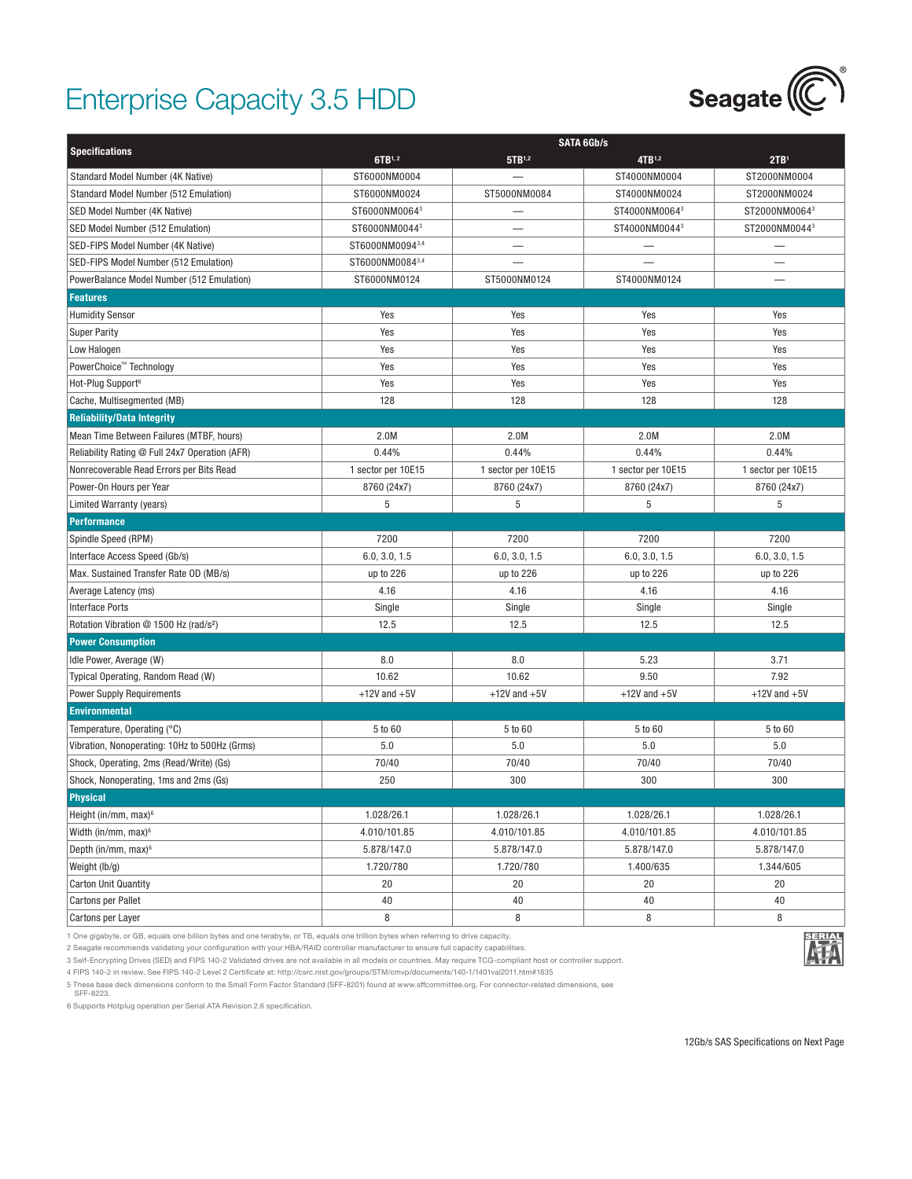# Enterprise Capacity 3.5 HDD

| Specifications | SATA 6Gb/s | | | |
|---|---|---|---|---|
| | 6TB[1,2] | 5TB[1,2] | 4TB[1,2] | 2TB[1] |
| Standard Model Number (4K Native) | ST6000NM0004 | — | ST4000NM0004 | ST2000NM0004 |
| Standard Model Number (512 Emulation) | ST6000NM0024 | ST5000NM0084 | ST4000NM0024 | ST2000NM0024 |
| SED Model Number (4K Native) | ST6000NM0064[3] | — | ST4000NM0064[3] | ST2000NM0064[3] |
| SED Model Number (512 Emulation) | ST6000NM0044[3] | — | ST4000NM0044[3] | ST2000NM0044[3] |
| SED-FIPS Model Number (4K Native) | ST6000NM0094[3,4] | — | — | — |
| SED-FIPS Model Number (512 Emulation) | ST6000NM0084[3,4] | — | — | — |
| PowerBalance Model Number (512 Emulation) | ST6000NM0124 | ST5000NM0124 | ST4000NM0124 | — |
| **Features** | | | | |
| Humidity Sensor | Yes | Yes | Yes | Yes |
| Super Parity | Yes | Yes | Yes | Yes |
| Low Halogen | Yes | Yes | Yes | Yes |
| PowerChoice™ Technology | Yes | Yes | Yes | Yes |
| Hot-Plug Support[6] | Yes | Yes | Yes | Yes |
| Cache, Multisegmented (MB) | 128 | 128 | 128 | 128 |
| **Reliability/Data Integrity** | | | | |
| Mean Time Between Failures (MTBF, hours) | 2.0M | 2.0M | 2.0M | 2.0M |
| Reliability Rating @ Full 24x7 Operation (AFR) | 0.44% | 0.44% | 0.44% | 0.44% |
| Nonrecoverable Read Errors per Bits Read | 1 sector per 10E15 | 1 sector per 10E15 | 1 sector per 10E15 | 1 sector per 10E15 |
| Power-On Hours per Year | 8760 (24x7) | 8760 (24x7) | 8760 (24x7) | 8760 (24x7) |
| Limited Warranty (years) | 5 | 5 | 5 | 5 |
| **Performance** | | | | |
| Spindle Speed (RPM) | 7200 | 7200 | 7200 | 7200 |
| Interface Access Speed (Gb/s) | 6.0, 3.0, 1.5 | 6.0, 3.0, 1.5 | 6.0, 3.0, 1.5 | 6.0, 3.0, 1.5 |
| Max. Sustained Transfer Rate OD (MB/s) | up to 226 | up to 226 | up to 226 | up to 226 |
| Average Latency (ms) | 4.16 | 4.16 | 4.16 | 4.16 |
| Interface Ports | Single | Single | Single | Single |
| Rotation Vibration @ 1500 Hz (rad/s²) | 12.5 | 12.5 | 12.5 | 12.5 |
| **Power Consumption** | | | | |
| Idle Power, Average (W) | 8.0 | 8.0 | 5.23 | 3.71 |
| Typical Operating, Random Read (W) | 10.62 | 10.62 | 9.50 | 7.92 |
| Power Supply Requirements | +12V and +5V | +12V and +5V | +12V and +5V | +12V and +5V |
| **Environmental** | | | | |
| Temperature, Operating (°C) | 5 to 60 | 5 to 60 | 5 to 60 | 5 to 60 |
| Vibration, Nonoperating: 10Hz to 500Hz (Grms) | 5.0 | 5.0 | 5.0 | 5.0 |
| Shock, Operating, 2ms (Read/Write) (Gs) | 70/40 | 70/40 | 70/40 | 70/40 |
| Shock, Nonoperating, 1ms and 2ms (Gs) | 250 | 300 | 300 | 300 |
| **Physical** | | | | |
| Height (in/mm, max)[6] | 1.028/26.1 | 1.028/26.1 | 1.028/26.1 | 1.028/26.1 |
| Width (in/mm, max)[6] | 4.010/101.85 | 4.010/101.85 | 4.010/101.85 | 4.010/101.85 |
| Depth (in/mm, max)[6] | 5.878/147.0 | 5.878/147.0 | 5.878/147.0 | 5.878/147.0 |
| Weight (lb/g) | 1.720/780 | 1.720/780 | 1.400/635 | 1.344/605 |
| Carton Unit Quantity | 20 | 20 | 20 | 20 |
| Cartons per Pallet | 40 | 40 | 40 | 40 |
| Cartons per Layer | 8 | 8 | 8 | 8 |

1 One gigabyte, or GB, equals one billion bytes and one terabyte, or TB, equals one trillion bytes when referring to drive capacity.

2 Seagate recommends validating your configuration with your HBA/RAID controller manufacturer to ensure full capacity capabilities.

3 Self-Encrypting Drives (SED) and FIPS 140-2 Validated drives are not available in all models or countries. May require TCG-compliant host or controller support.

4 FIPS 140-2 in review. See FIPS 140-2 Level 2 Certificate at: http://csrc.nist.gov/groups/STM/cmvp/documents/140-1/1401val2011.htm#1635

5 These base deck dimensions conform to the Small Form Factor Standard (SFF-8201) found at www.sffcommittee.org. For connector-related dimensions, see SFF-8223.

6 Supports Hotplug operation per Serial ATA Revision 2.6 specification.

12Gb/s SAS Specifications on Next Page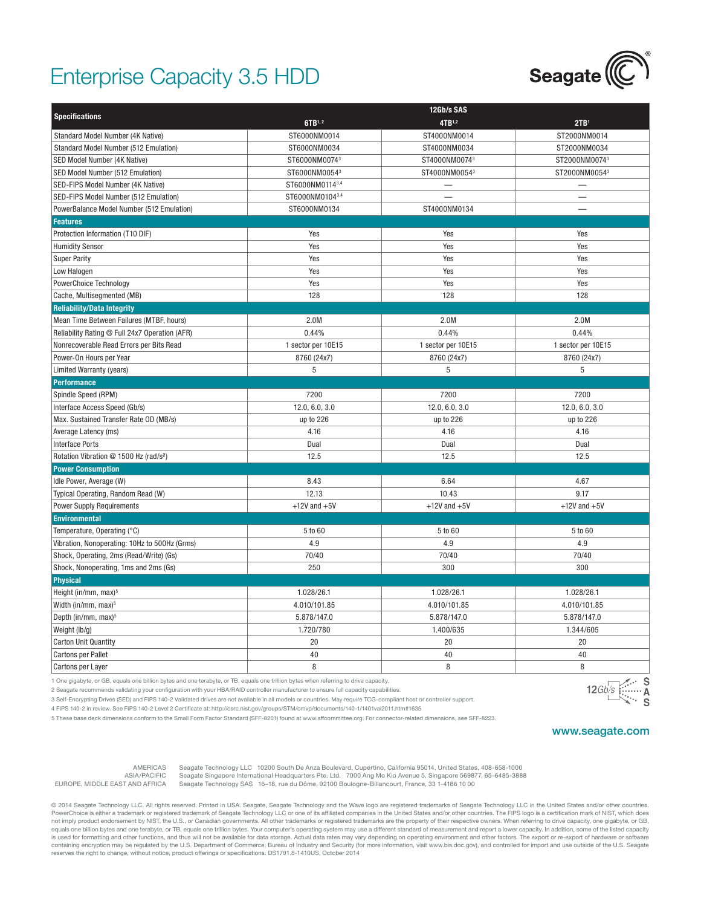# Enterprise Capacity 3.5 HDD

| Specifications | 12Gb/s SAS 6TB[1,2] | 4TB[1,2] | 2TB[1] |
|---|---|---|---|
| Standard Model Number (4K Native) | ST6000NM0014 | ST4000NM0014 | ST2000NM0014 |
| Standard Model Number (512 Emulation) | ST6000NM0034 | ST4000NM0034 | ST2000NM0034 |
| SED Model Number (4K Native) | ST6000NM0074[3] | ST4000NM0074[3] | ST2000NM0074[3] |
| SED Model Number (512 Emulation) | ST6000NM0054[3] | ST4000NM0054[3] | ST2000NM0054[3] |
| SED-FIPS Model Number (4K Native) | ST6000NM0114[3,4] | — | — |
| SED-FIPS Model Number (512 Emulation) | ST6000NM0104[3,4] | — | — |
| PowerBalance Model Number (512 Emulation) | ST6000NM0134 | ST4000NM0134 | — |
| **Features** | | | |
| Protection Information (T10 DIF) | Yes | Yes | Yes |
| Humidity Sensor | Yes | Yes | Yes |
| Super Parity | Yes | Yes | Yes |
| Low Halogen | Yes | Yes | Yes |
| PowerChoice Technology | Yes | Yes | Yes |
| Cache, Multisegmented (MB) | 128 | 128 | 128 |
| **Reliability/Data Integrity** | | | |
| Mean Time Between Failures (MTBF, hours) | 2.0M | 2.0M | 2.0M |
| Reliability Rating @ Full 24x7 Operation (AFR) | 0.44% | 0.44% | 0.44% |
| Nonrecoverable Read Errors per Bits Read | 1 sector per 10E15 | 1 sector per 10E15 | 1 sector per 10E15 |
| Power-On Hours per Year | 8760 (24x7) | 8760 (24x7) | 8760 (24x7) |
| Limited Warranty (years) | 5 | 5 | 5 |
| **Performance** | | | |
| Spindle Speed (RPM) | 7200 | 7200 | 7200 |
| Interface Access Speed (Gb/s) | 12.0, 6.0, 3.0 | 12.0, 6.0, 3.0 | 12.0, 6.0, 3.0 |
| Max. Sustained Transfer Rate OD (MB/s) | up to 226 | up to 226 | up to 226 |
| Average Latency (ms) | 4.16 | 4.16 | 4.16 |
| Interface Ports | Dual | Dual | Dual |
| Rotation Vibration @ 1500 Hz (rad/s²) | 12.5 | 12.5 | 12.5 |
| **Power Consumption** | | | |
| Idle Power, Average (W) | 8.43 | 6.64 | 4.67 |
| Typical Operating, Random Read (W) | 12.13 | 10.43 | 9.17 |
| Power Supply Requirements | +12V and +5V | +12V and +5V | +12V and +5V |
| **Environmental** | | | |
| Temperature, Operating (°C) | 5 to 60 | 5 to 60 | 5 to 60 |
| Vibration, Nonoperating: 10Hz to 500Hz (Grms) | 4.9 | 4.9 | 4.9 |
| Shock, Operating, 2ms (Read/Write) (Gs) | 70/40 | 70/40 | 70/40 |
| Shock, Nonoperating, 1ms and 2ms (Gs) | 250 | 300 | 300 |
| **Physical** | | | |
| Height (in/mm, max)[5] | 1.028/26.1 | 1.028/26.1 | 1.028/26.1 |
| Width (in/mm, max)[5] | 4.010/101.85 | 4.010/101.85 | 4.010/101.85 |
| Depth (in/mm, max)[5] | 5.878/147.0 | 5.878/147.0 | 5.878/147.0 |
| Weight (lb/g) | 1.720/780 | 1.400/635 | 1.344/605 |
| Carton Unit Quantity | 20 | 20 | 20 |
| Cartons per Pallet | 40 | 40 | 40 |
| Cartons per Layer | 8 | 8 | 8 |

1 One gigabyte, or GB, equals one billion bytes and one terabyte, or TB, equals one trillion bytes when referring to drive capacity.

2 Seagate recommends validating your configuration with your HBA/RAID controller manufacturer to ensure full capacity capabilities.

3 Self-Encrypting Drives (SED) and FIPS 140-2 Validated drives are not available in all models or countries. May require TCG-compliant host or controller support.

4 FIPS 140-2 in review. See FIPS 140-2 Level 2 Certificate at: http://csrc.nist.gov/groups/STM/cmvp/documents/140-1/1401val2011.htm#1635

5 These base deck dimensions conform to the Small Form Factor Standard (SFF-8201) found at www.sffcommittee.org. For connector-related dimensions, see SFF-8223.

12Gb/s SAS

www.seagate.com

AMERICAS Seagate Technology LLC 10200 South De Anza Boulevard, Cupertino, California 95014, United States, 408-658-1000
ASIA/PACIFIC Seagate Singapore International Headquarters Pte. Ltd. 7000 Ang Mo Kio Avenue 5, Singapore 569877, 65-6485-3888
EUROPE, MIDDLE EAST AND AFRICA Seagate Technology SAS 16–18, rue du Dôme, 92100 Boulogne-Billancourt, France, 33 1-4186 10 00

© 2014 Seagate Technology LLC. All rights reserved. Printed in USA. Seagate, Seagate Technology and the Wave logo are registered trademarks of Seagate Technology LLC in the United States and/or other countries. PowerChoice is either a trademark or registered trademark of Seagate Technology LLC or one of its affiliated companies in the United States and/or other countries. The FIPS logo is a certification mark of NIST, which does not imply product endorsement by NIST, the U.S., or Canadian governments. All other trademarks or registered trademarks are the property of their respective owners. When referring to drive capacity, one gigabyte, or GB, equals one billion bytes and one terabyte, or TB, equals one trillion bytes. Your computer's operating system may use a different standard of measurement and report a lower capacity. In addition, some of the listed capacity is used for formatting and other functions, and thus will not be available for data storage. Actual data rates may vary depending on operating environment and other factors. The export or re-export of hardware or software containing encryption may be regulated by the U.S. Department of Commerce, Bureau of Industry and Security (for more information, visit www.bis.doc.gov), and controlled for import and use outside of the U.S. Seagate reserves the right to change, without notice, product offerings or specifications. DS1791.8-1410US, October 2014